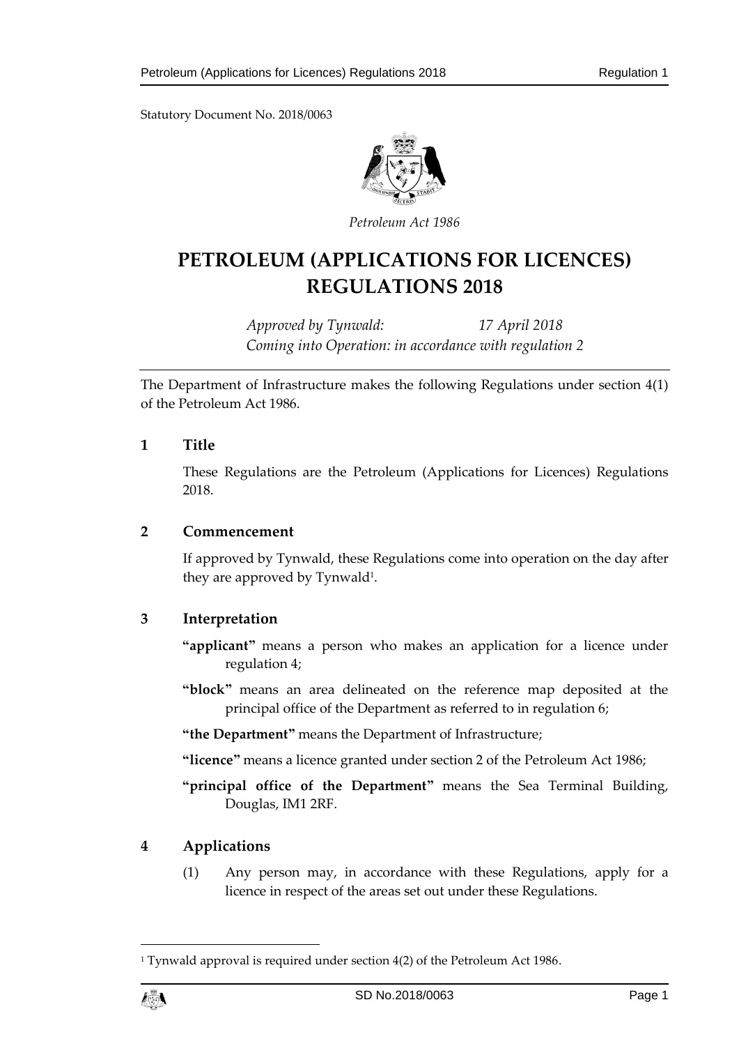Statutory Document No. 2018/0063

*Petroleum Act 1986*

# PETROLEUM (APPLICATIONS FOR LICENCES) REGULATIONS 2018

*Approved by Tynwald: 17 April 2018*
*Coming into Operation: in accordance with regulation 2*

The Department of Infrastructure makes the following Regulations under section 4(1) of the Petroleum Act 1986.

## 1 Title

These Regulations are the Petroleum (Applications for Licences) Regulations 2018.

## 2 Commencement

If approved by Tynwald, these Regulations come into operation on the day after they are approved by Tynwald[1].

## 3 Interpretation

**"applicant"** means a person who makes an application for a licence under regulation 4;

**"block"** means an area delineated on the reference map deposited at the principal office of the Department as referred to in regulation 6;

**"the Department"** means the Department of Infrastructure;

**"licence"** means a licence granted under section 2 of the Petroleum Act 1986;

**"principal office of the Department"** means the Sea Terminal Building, Douglas, IM1 2RF.

## 4 Applications

(1) Any person may, in accordance with these Regulations, apply for a licence in respect of the areas set out under these Regulations.

---

[1] Tynwald approval is required under section 4(2) of the Petroleum Act 1986.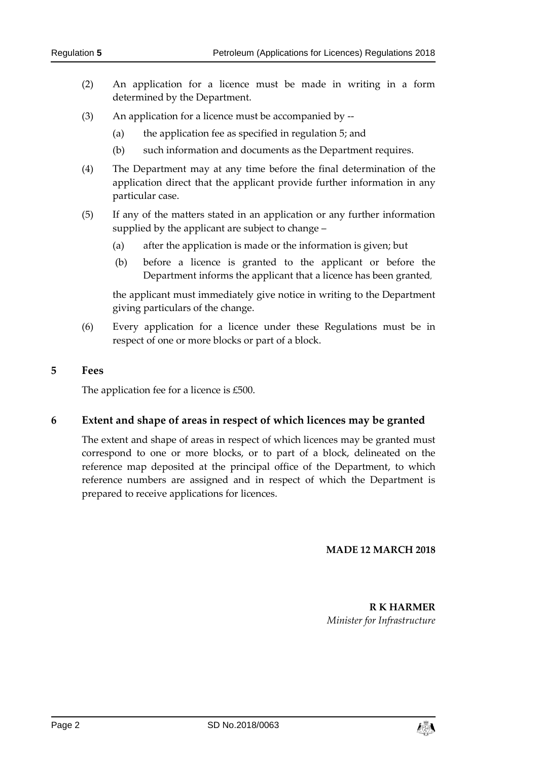(2) An application for a licence must be made in writing in a form determined by the Department.

(3) An application for a licence must be accompanied by --

(a) the application fee as specified in regulation 5; and

(b) such information and documents as the Department requires.

(4) The Department may at any time before the final determination of the application direct that the applicant provide further information in any particular case.

(5) If any of the matters stated in an application or any further information supplied by the applicant are subject to change –

(a) after the application is made or the information is given; but

(b) before a licence is granted to the applicant or before the Department informs the applicant that a licence has been granted,

the applicant must immediately give notice in writing to the Department giving particulars of the change.

(6) Every application for a licence under these Regulations must be in respect of one or more blocks or part of a block.

## 5 Fees

The application fee for a licence is £500.

## 6 Extent and shape of areas in respect of which licences may be granted

The extent and shape of areas in respect of which licences may be granted must correspond to one or more blocks, or to part of a block, delineated on the reference map deposited at the principal office of the Department, to which reference numbers are assigned and in respect of which the Department is prepared to receive applications for licences.

**MADE 12 MARCH 2018**

**R K HARMER**
*Minister for Infrastructure*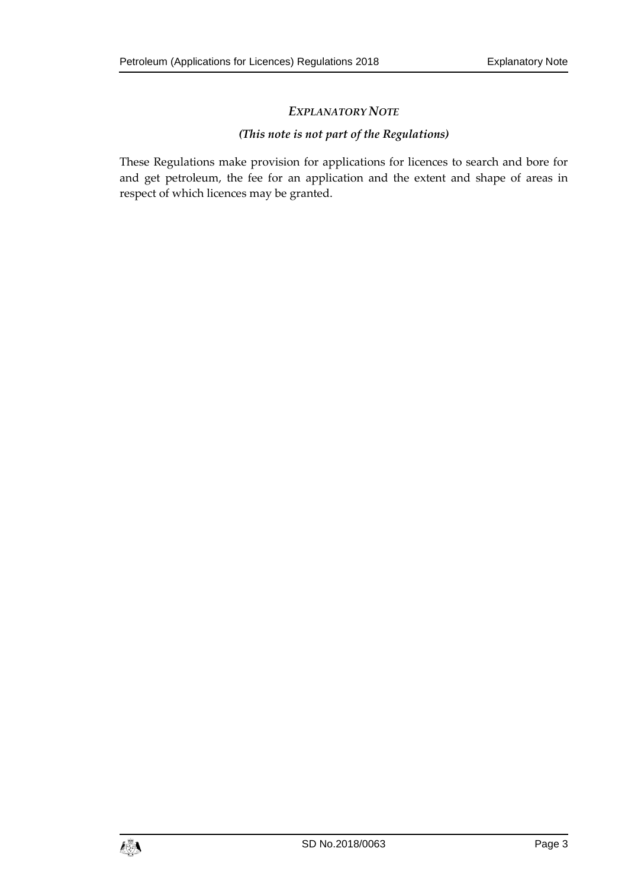## *EXPLANATORY NOTE*

***(This note is not part of the Regulations)***

These Regulations make provision for applications for licences to search and bore for and get petroleum, the fee for an application and the extent and shape of areas in respect of which licences may be granted.